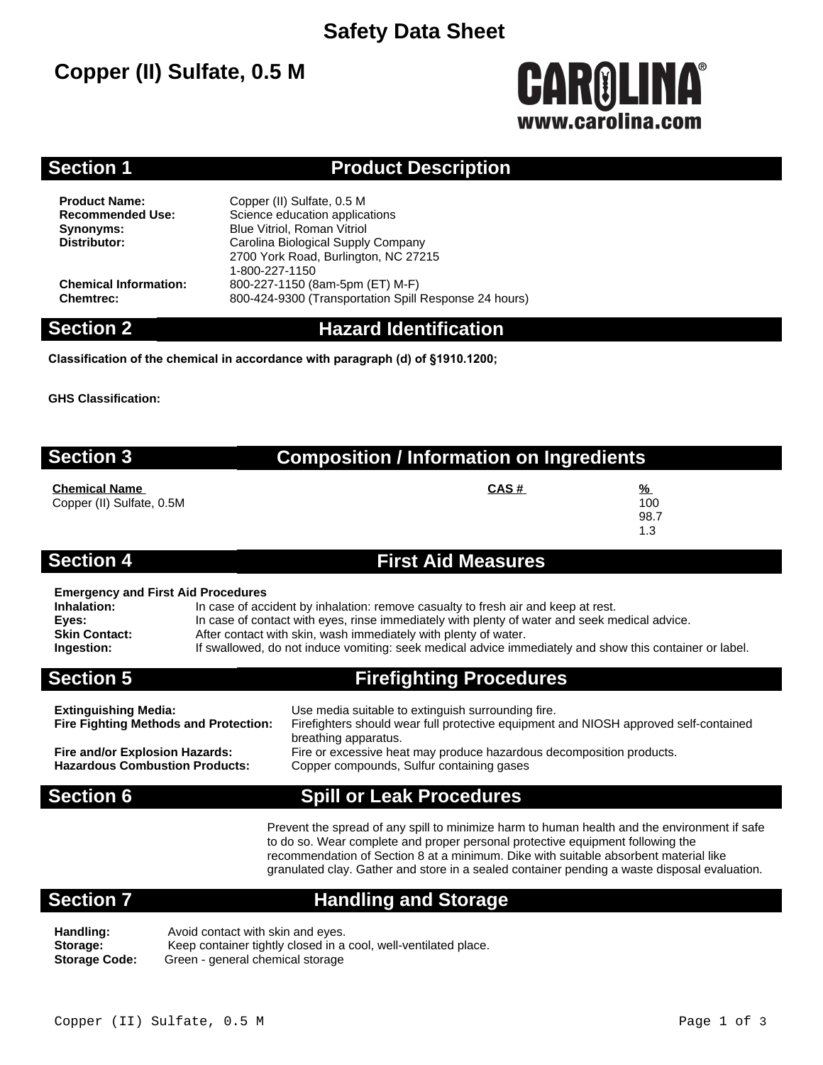# Safety Data Sheet

## Copper (II) Sulfate, 0.5 M

CAROLINA®
www.carolina.com

## Section 1 Product Description

**Product Name:** Copper (II) Sulfate, 0.5 M
**Recommended Use:** Science education applications
**Synonyms:** Blue Vitriol, Roman Vitriol
**Distributor:** Carolina Biological Supply Company
2700 York Road, Burlington, NC 27215
1-800-227-1150
**Chemical Information:** 800-227-1150 (8am-5pm (ET) M-F)
**Chemtrec:** 800-424-9300 (Transportation Spill Response 24 hours)

## Section 2 Hazard Identification

**Classification of the chemical in accordance with paragraph (d) of §1910.1200;**

**GHS Classification:**

## Section 3 Composition / Information on Ingredients

| Chemical Name | CAS # | % |
|---|---|---|
| Copper (II) Sulfate, 0.5M | | 100 |
| | | 98.7 |
| | | 1.3 |

## Section 4 First Aid Measures

**Emergency and First Aid Procedures**

**Inhalation:** In case of accident by inhalation: remove casualty to fresh air and keep at rest.
**Eyes:** In case of contact with eyes, rinse immediately with plenty of water and seek medical advice.
**Skin Contact:** After contact with skin, wash immediately with plenty of water.
**Ingestion:** If swallowed, do not induce vomiting: seek medical advice immediately and show this container or label.

## Section 5 Firefighting Procedures

**Extinguishing Media:** Use media suitable to extinguish surrounding fire.
**Fire Fighting Methods and Protection:** Firefighters should wear full protective equipment and NIOSH approved self-contained breathing apparatus.
**Fire and/or Explosion Hazards:** Fire or excessive heat may produce hazardous decomposition products.
**Hazardous Combustion Products:** Copper compounds, Sulfur containing gases

## Section 6 Spill or Leak Procedures

Prevent the spread of any spill to minimize harm to human health and the environment if safe to do so. Wear complete and proper personal protective equipment following the recommendation of Section 8 at a minimum. Dike with suitable absorbent material like granulated clay. Gather and store in a sealed container pending a waste disposal evaluation.

## Section 7 Handling and Storage

**Handling:** Avoid contact with skin and eyes.
**Storage:** Keep container tightly closed in a cool, well-ventilated place.
**Storage Code:** Green - general chemical storage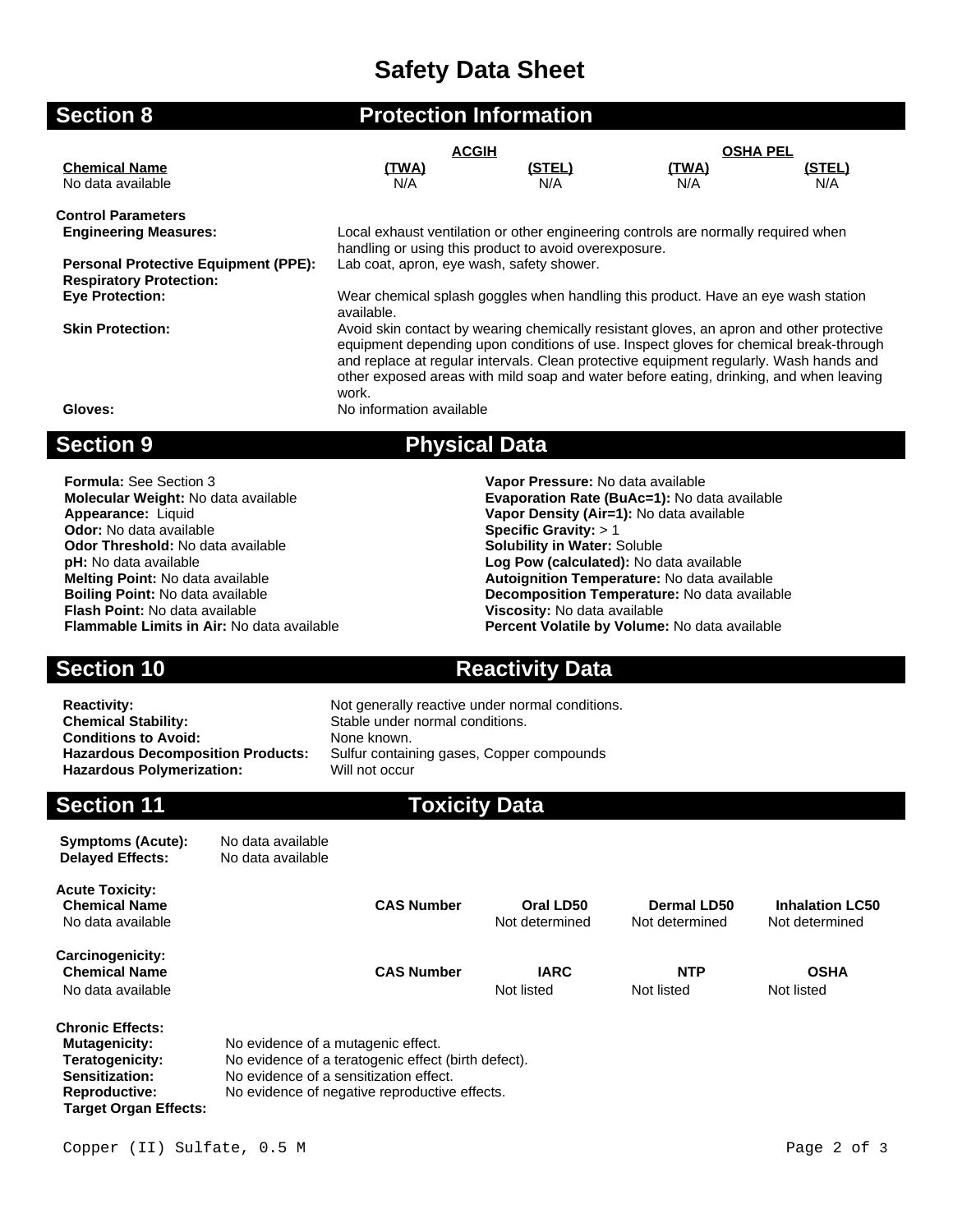# Safety Data Sheet

## Section 8 — Protection Information

| Chemical Name | ACGIH (TWA) | ACGIH (STEL) | OSHA PEL (TWA) | OSHA PEL (STEL) |
|---|---|---|---|---|
| No data available | N/A | N/A | N/A | N/A |

**Control Parameters**

**Engineering Measures:** Local exhaust ventilation or other engineering controls are normally required when handling or using this product to avoid overexposure.

**Personal Protective Equipment (PPE):** Lab coat, apron, eye wash, safety shower.

**Respiratory Protection:**

**Eye Protection:** Wear chemical splash goggles when handling this product. Have an eye wash station available.

**Skin Protection:** Avoid skin contact by wearing chemically resistant gloves, an apron and other protective equipment depending upon conditions of use. Inspect gloves for chemical break-through and replace at regular intervals. Clean protective equipment regularly. Wash hands and other exposed areas with mild soap and water before eating, drinking, and when leaving work.

**Gloves:** No information available

## Section 9 — Physical Data

**Formula:** See Section 3
**Molecular Weight:** No data available
**Appearance:** Liquid
**Odor:** No data available
**Odor Threshold:** No data available
**pH:** No data available
**Melting Point:** No data available
**Boiling Point:** No data available
**Flash Point:** No data available
**Flammable Limits in Air:** No data available

**Vapor Pressure:** No data available
**Evaporation Rate (BuAc=1):** No data available
**Vapor Density (Air=1):** No data available
**Specific Gravity:** > 1
**Solubility in Water:** Soluble
**Log Pow (calculated):** No data available
**Autoignition Temperature:** No data available
**Decomposition Temperature:** No data available
**Viscosity:** No data available
**Percent Volatile by Volume:** No data available

## Section 10 — Reactivity Data

**Reactivity:** Not generally reactive under normal conditions.
**Chemical Stability:** Stable under normal conditions.
**Conditions to Avoid:** None known.
**Hazardous Decomposition Products:** Sulfur containing gases, Copper compounds
**Hazardous Polymerization:** Will not occur

## Section 11 — Toxicity Data

**Symptoms (Acute):** No data available
**Delayed Effects:** No data available

**Acute Toxicity:**

| Chemical Name | CAS Number | Oral LD50 | Dermal LD50 | Inhalation LC50 |
|---|---|---|---|---|
| No data available | | Not determined | Not determined | Not determined |

**Carcinogenicity:**

| Chemical Name | CAS Number | IARC | NTP | OSHA |
|---|---|---|---|---|
| No data available | | Not listed | Not listed | Not listed |

**Chronic Effects:**
**Mutagenicity:** No evidence of a mutagenic effect.
**Teratogenicity:** No evidence of a teratogenic effect (birth defect).
**Sensitization:** No evidence of a sensitization effect.
**Reproductive:** No evidence of negative reproductive effects.
**Target Organ Effects:**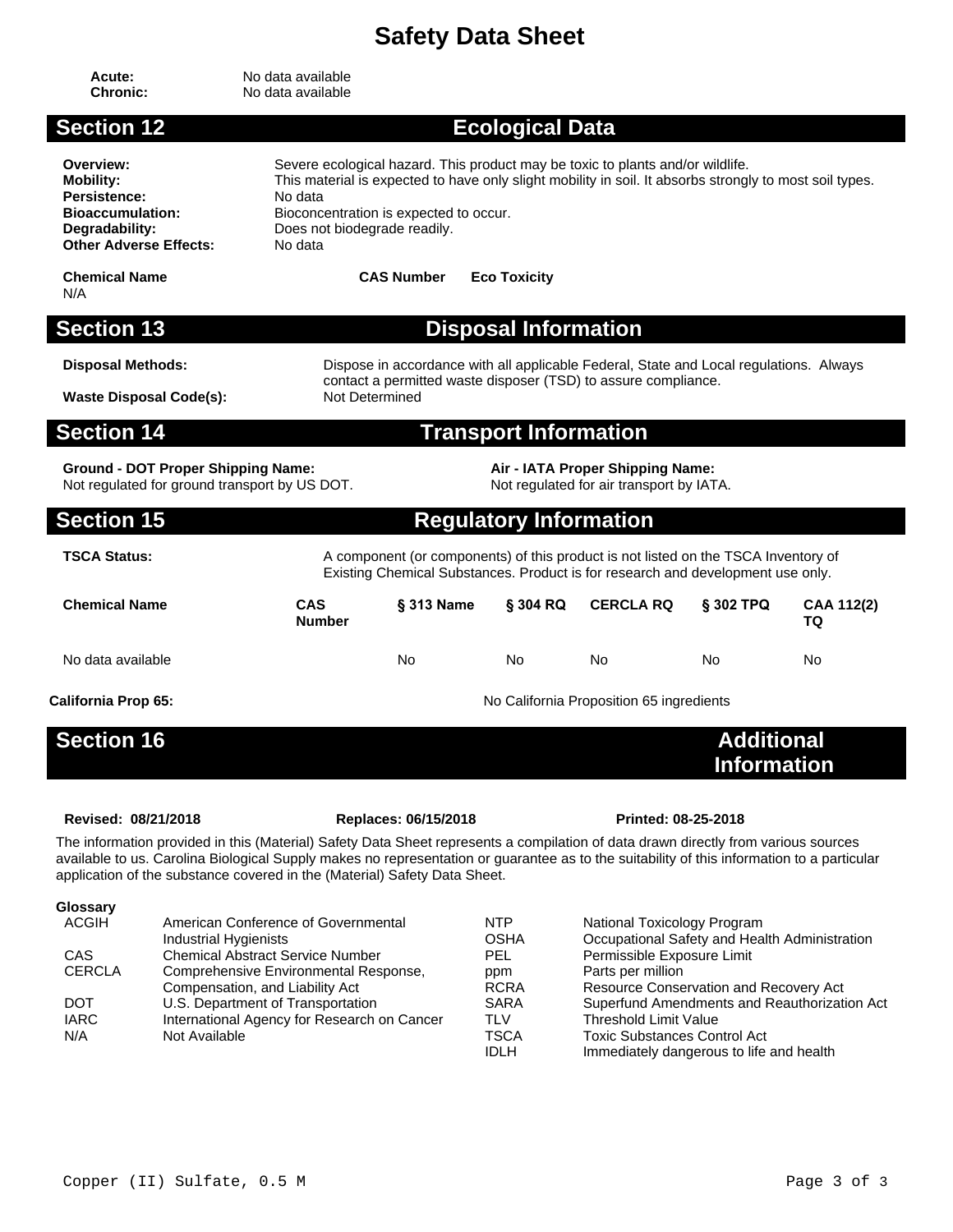**Acute:** No data available
**Chronic:** No data available

## Section 12 — Ecological Data

**Overview:** Severe ecological hazard. This product may be toxic to plants and/or wildlife.
**Mobility:** This material is expected to have only slight mobility in soil. It absorbs strongly to most soil types.
**Persistence:** No data
**Bioaccumulation:** Bioconcentration is expected to occur.
**Degradability:** Does not biodegrade readily.
**Other Adverse Effects:** No data

| Chemical Name | CAS Number | Eco Toxicity |
|---|---|---|
| N/A | | |

## Section 13 — Disposal Information

**Disposal Methods:** Dispose in accordance with all applicable Federal, State and Local regulations. Always contact a permitted waste disposer (TSD) to assure compliance.

**Waste Disposal Code(s):** Not Determined

## Section 14 — Transport Information

**Ground - DOT Proper Shipping Name:**
Not regulated for ground transport by US DOT.

**Air - IATA Proper Shipping Name:**
Not regulated for air transport by IATA.

## Section 15 — Regulatory Information

**TSCA Status:** A component (or components) of this product is not listed on the TSCA Inventory of Existing Chemical Substances. Product is for research and development use only.

| Chemical Name | CAS Number | § 313 Name | § 304 RQ | CERCLA RQ | § 302 TPQ | CAA 112(2) TQ |
|---|---|---|---|---|---|---|
| No data available | | No | No | No | No | No |

**California Prop 65:** No California Proposition 65 ingredients

## Section 16 — Additional Information

**Revised: 08/21/2018** **Replaces: 06/15/2018** **Printed: 08-25-2018**

The information provided in this (Material) Safety Data Sheet represents a compilation of data drawn directly from various sources available to us. Carolina Biological Supply makes no representation or guarantee as to the suitability of this information to a particular application of the substance covered in the (Material) Safety Data Sheet.

**Glossary**

| | | | |
|---|---|---|---|
| ACGIH | American Conference of Governmental Industrial Hygienists | NTP | National Toxicology Program |
| CAS | Chemical Abstract Service Number | OSHA | Occupational Safety and Health Administration |
| CERCLA | Comprehensive Environmental Response, Compensation, and Liability Act | PEL | Permissible Exposure Limit |
| DOT | U.S. Department of Transportation | ppm | Parts per million |
| IARC | International Agency for Research on Cancer | RCRA | Resource Conservation and Recovery Act |
| N/A | Not Available | SARA | Superfund Amendments and Reauthorization Act |
| | | TLV | Threshold Limit Value |
| | | TSCA | Toxic Substances Control Act |
| | | IDLH | Immediately dangerous to life and health |